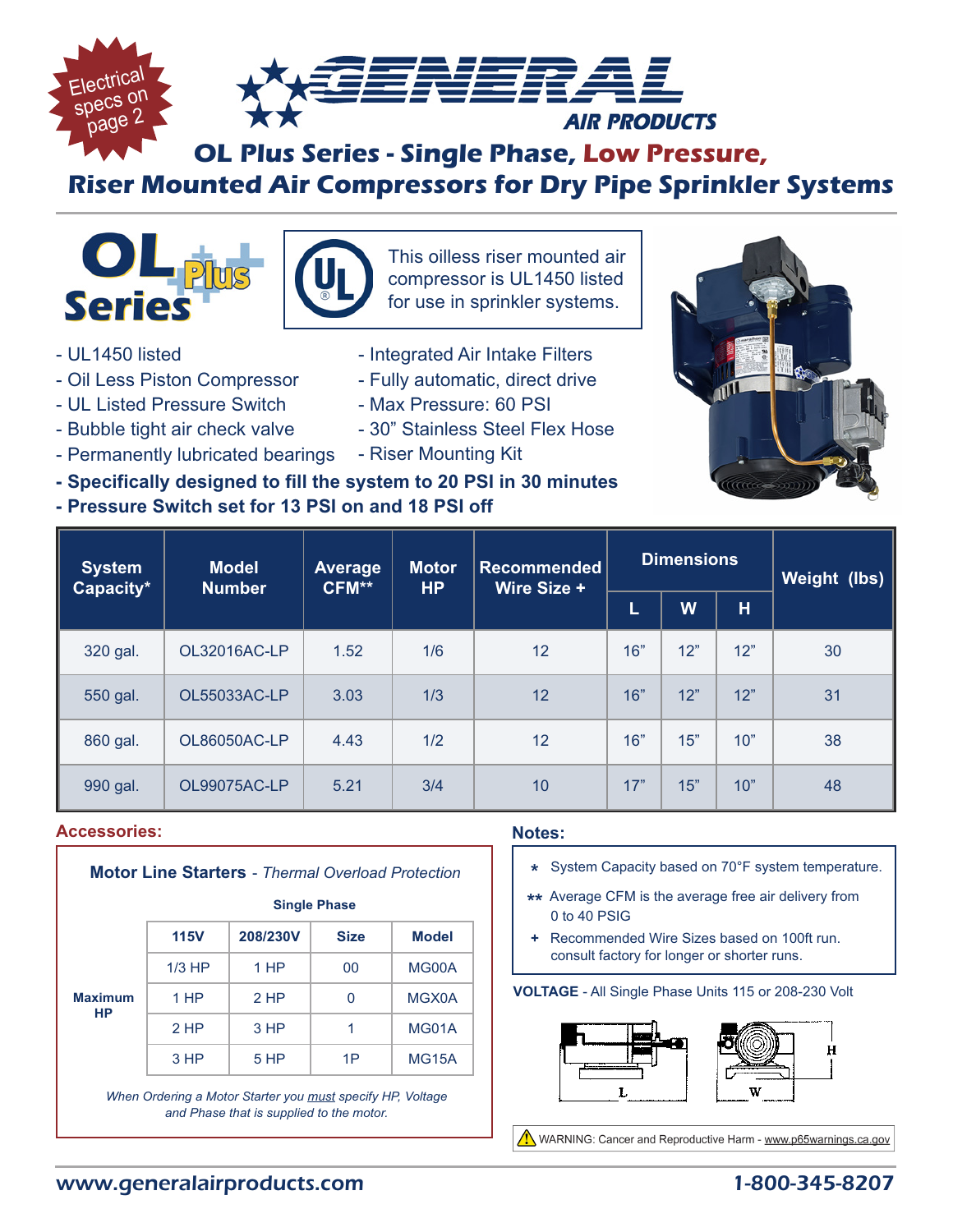Electrical specs on page 2

# GENERAL AIR PRODUCTS

## OL Plus Series - Single Phase, Low Pressure, Riser Mounted Air Compressors for Dry Pipe Sprinkler Systems

**OL Plus Series**

This oilless riser mounted air compressor is UL1450 listed for use in sprinkler systems.

- UL1450 listed
- Oil Less Piston Compressor
- UL Listed Pressure Switch
- Bubble tight air check valve
- Permanently lubricated bearings
- Integrated Air Intake Filters
- Fully automatic, direct drive
- Max Pressure: 60 PSI
- 30" Stainless Steel Flex Hose
- Riser Mounting Kit
- **Specifically designed to fill the system to 20 PSI in 30 minutes**
- **Pressure Switch set for 13 PSI on and 18 PSI off**

| System Capacity* | Model Number | Average CFM** | Motor HP | Recommended Wire Size + | Dimensions | | | Weight (lbs) |
|---|---|---|---|---|---|---|---|---|
| | | | | | L | W | H | |
| 320 gal. | OL32016AC-LP | 1.52 | 1/6 | 12 | 16" | 12" | 12" | 30 |
| 550 gal. | OL55033AC-LP | 3.03 | 1/3 | 12 | 16" | 12" | 12" | 31 |
| 860 gal. | OL86050AC-LP | 4.43 | 1/2 | 12 | 16" | 15" | 10" | 38 |
| 990 gal. | OL99075AC-LP | 5.21 | 3/4 | 10 | 17" | 15" | 10" | 48 |

### Accessories:

**Motor Line Starters** - *Thermal Overload Protection*

**Single Phase**

| | 115V | 208/230V | Size | Model |
|---|---|---|---|---|
| **Maximum HP** | 1/3 HP | 1 HP | 00 | MG00A |
| | 1 HP | 2 HP | 0 | MGX0A |
| | 2 HP | 3 HP | 1 | MG01A |
| | 3 HP | 5 HP | 1P | MG15A |

*When Ordering a Motor Starter you must specify HP, Voltage and Phase that is supplied to the motor.*

### Notes:

- \* System Capacity based on 70°F system temperature.
- \*\* Average CFM is the average free air delivery from 0 to 40 PSIG
- \+ Recommended Wire Sizes based on 100ft run. consult factory for longer or shorter runs.

**VOLTAGE** - All Single Phase Units 115 or 208-230 Volt

L W H

WARNING: Cancer and Reproductive Harm - www.p65warnings.ca.gov

www.generalairproducts.com 1-800-345-8207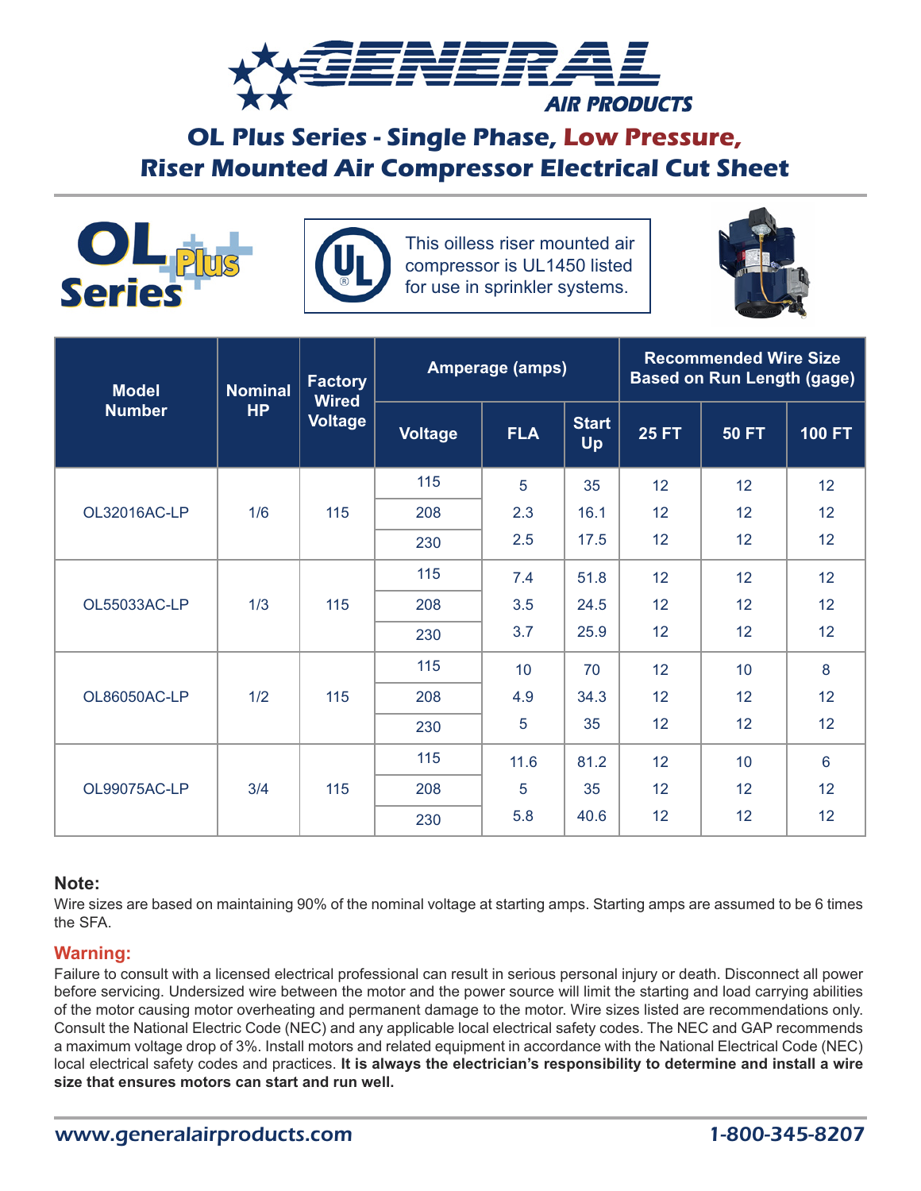# GENERAL AIR PRODUCTS

## OL Plus Series - Single Phase, Low Pressure, Riser Mounted Air Compressor Electrical Cut Sheet

OL Plus Series

This oilless riser mounted air compressor is UL1450 listed for use in sprinkler systems.

| Model Number | Nominal HP | Factory Wired Voltage | Amperage (amps) | | | Recommended Wire Size Based on Run Length (gage) | | |
|---|---|---|---|---|---|---|---|---|
| | | | Voltage | FLA | Start Up | 25 FT | 50 FT | 100 FT |
| OL32016AC-LP | 1/6 | 115 | 115 | 5 | 35 | 12 | 12 | 12 |
| | | | 208 | 2.3 | 16.1 | 12 | 12 | 12 |
| | | | 230 | 2.5 | 17.5 | 12 | 12 | 12 |
| OL55033AC-LP | 1/3 | 115 | 115 | 7.4 | 51.8 | 12 | 12 | 12 |
| | | | 208 | 3.5 | 24.5 | 12 | 12 | 12 |
| | | | 230 | 3.7 | 25.9 | 12 | 12 | 12 |
| OL86050AC-LP | 1/2 | 115 | 115 | 10 | 70 | 12 | 10 | 8 |
| | | | 208 | 4.9 | 34.3 | 12 | 12 | 12 |
| | | | 230 | 5 | 35 | 12 | 12 | 12 |
| OL99075AC-LP | 3/4 | 115 | 115 | 11.6 | 81.2 | 12 | 10 | 6 |
| | | | 208 | 5 | 35 | 12 | 12 | 12 |
| | | | 230 | 5.8 | 40.6 | 12 | 12 | 12 |

**Note:**

Wire sizes are based on maintaining 90% of the nominal voltage at starting amps. Starting amps are assumed to be 6 times the SFA.

**Warning:**

Failure to consult with a licensed electrical professional can result in serious personal injury or death. Disconnect all power before servicing. Undersized wire between the motor and the power source will limit the starting and load carrying abilities of the motor causing motor overheating and permanent damage to the motor. Wire sizes listed are recommendations only. Consult the National Electric Code (NEC) and any applicable local electrical safety codes. The NEC and GAP recommends a maximum voltage drop of 3%. Install motors and related equipment in accordance with the National Electrical Code (NEC) local electrical safety codes and practices. **It is always the electrician's responsibility to determine and install a wire size that ensures motors can start and run well.**

www.generalairproducts.com 1-800-345-8207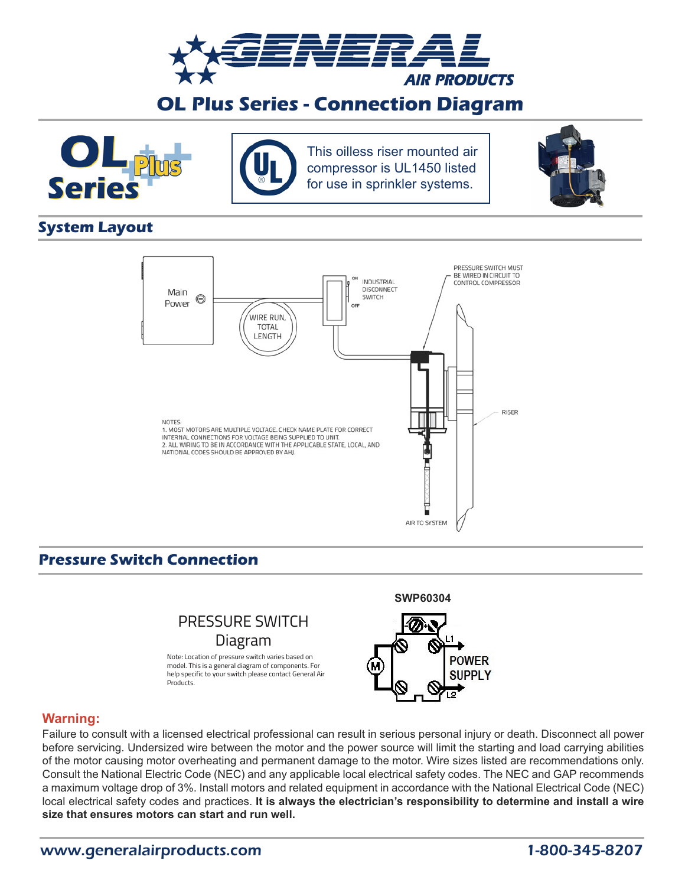# GENERAL AIR PRODUCTS

## OL Plus Series - Connection Diagram

OL Plus Series

This oilless riser mounted air compressor is UL1450 listed for use in sprinkler systems.

## System Layout

Main Power

WIRE RUN, TOTAL LENGTH

ON

INDUSTRIAL DISCONNECT SWITCH

OFF

PRESSURE SWITCH MUST BE WIRED IN CIRCUIT TO CONTROL COMPRESSOR

RISER

AIR TO SYSTEM

NOTES:
1. MOST MOTORS ARE MULTIPLE VOLTAGE. CHECK NAME PLATE FOR CORRECT INTERNAL CONNECTIONS FOR VOLTAGE BEING SUPPLIED TO UNIT.
2. ALL WIRING TO BE IN ACCORDANCE WITH THE APPLICABLE STATE, LOCAL, AND NATIONAL CODES SHOULD BE APPROVED BY AHJ.

## Pressure Switch Connection

PRESSURE SWITCH Diagram

Note: Location of pressure switch varies based on model. This is a general diagram of components. For help specific to your switch please contact General Air Products.

SWP60304

M

L1

POWER SUPPLY

L2

**Warning:**

Failure to consult with a licensed electrical professional can result in serious personal injury or death. Disconnect all power before servicing. Undersized wire between the motor and the power source will limit the starting and load carrying abilities of the motor causing motor overheating and permanent damage to the motor. Wire sizes listed are recommendations only. Consult the National Electric Code (NEC) and any applicable local electrical safety codes. The NEC and GAP recommends a maximum voltage drop of 3%. Install motors and related equipment in accordance with the National Electrical Code (NEC) local electrical safety codes and practices. **It is always the electrician's responsibility to determine and install a wire size that ensures motors can start and run well.**

www.generalairproducts.com 1-800-345-8207